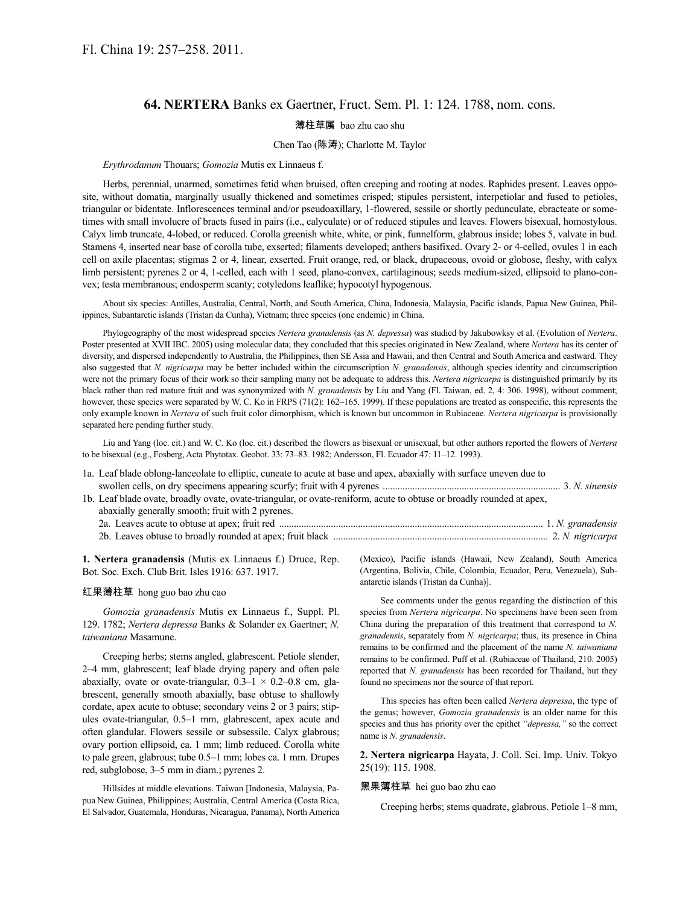Fl. China 19: 257–258. 2011.

# 64. NERTERA Banks ex Gaertner, Fruct. Sem. Pl. 1: 124. 1788, nom. cons.

薄柱草属 bao zhu cao shu

Chen Tao (陈涛); Charlotte M. Taylor

*Erythrodanum* Thouars; *Gomozia* Mutis ex Linnaeus f.

Herbs, perennial, unarmed, sometimes fetid when bruised, often creeping and rooting at nodes. Raphides present. Leaves opposite, without domatia, marginally usually thickened and sometimes crisped; stipules persistent, interpetiolar and fused to petioles, triangular or bidentate. Inflorescences terminal and/or pseudoaxillary, 1-flowered, sessile or shortly pedunculate, ebracteate or sometimes with small involucre of bracts fused in pairs (i.e., calyculate) or of reduced stipules and leaves. Flowers bisexual, homostylous. Calyx limb truncate, 4-lobed, or reduced. Corolla greenish white, white, or pink, funnelform, glabrous inside; lobes 5, valvate in bud. Stamens 4, inserted near base of corolla tube, exserted; filaments developed; anthers basifixed. Ovary 2- or 4-celled, ovules 1 in each cell on axile placentas; stigmas 2 or 4, linear, exserted. Fruit orange, red, or black, drupaceous, ovoid or globose, fleshy, with calyx limb persistent; pyrenes 2 or 4, 1-celled, each with 1 seed, plano-convex, cartilaginous; seeds medium-sized, ellipsoid to plano-convex; testa membranous; endosperm scanty; cotyledons leaflike; hypocotyl hypogenous.

About six species: Antilles, Australia, Central, North, and South America, China, Indonesia, Malaysia, Pacific islands, Papua New Guinea, Philippines, Subantarctic islands (Tristan da Cunha), Vietnam; three species (one endemic) in China.

Phylogeography of the most widespread species *Nertera granadensis* (as *N. depressa*) was studied by Jakubowksy et al. (Evolution of *Nertera*. Poster presented at XVII IBC. 2005) using molecular data; they concluded that this species originated in New Zealand, where *Nertera* has its center of diversity, and dispersed independently to Australia, the Philippines, then SE Asia and Hawaii, and then Central and South America and eastward. They also suggested that *N. nigricarpa* may be better included within the circumscription *N. granadensis*, although species identity and circumscription were not the primary focus of their work so their sampling many not be adequate to address this. *Nertera nigricarpa* is distinguished primarily by its black rather than red mature fruit and was synonymized with *N. granadensis* by Liu and Yang (Fl. Taiwan, ed. 2, 4: 306. 1998), without comment; however, these species were separated by W. C. Ko in FRPS (71(2): 162–165. 1999). If these populations are treated as conspecific, this represents the only example known in *Nertera* of such fruit color dimorphism, which is known but uncommon in Rubiaceae. *Nertera nigricarpa* is provisionally separated here pending further study.

Liu and Yang (loc. cit.) and W. C. Ko (loc. cit.) described the flowers as bisexual or unisexual, but other authors reported the flowers of *Nertera* to be bisexual (e.g., Fosberg, Acta Phytotax. Geobot. 33: 73–83. 1982; Andersson, Fl. Ecuador 47: 11–12. 1993).

1a. Leaf blade oblong-lanceolate to elliptic, cuneate to acute at base and apex, abaxially with surface uneven due to swollen cells, on dry specimens appearing scurfy; fruit with 4 pyrenes ..... 3. *N. sinensis*
1b. Leaf blade ovate, broadly ovate, ovate-triangular, or ovate-reniform, acute to obtuse or broadly rounded at apex, abaxially generally smooth; fruit with 2 pyrenes.
 2a. Leaves acute to obtuse at apex; fruit red ..... 1. *N. granadensis*
 2b. Leaves obtuse to broadly rounded at apex; fruit black ..... 2. *N. nigricarpa*

**1. Nertera granadensis** (Mutis ex Linnaeus f.) Druce, Rep. Bot. Soc. Exch. Club Brit. Isles 1916: 637. 1917.

红果薄柱草 hong guo bao zhu cao

*Gomozia granadensis* Mutis ex Linnaeus f., Suppl. Pl. 129. 1782; *Nertera depressa* Banks & Solander ex Gaertner; *N. taiwaniana* Masamune.

Creeping herbs; stems angled, glabrescent. Petiole slender, 2–4 mm, glabrescent; leaf blade drying papery and often pale abaxially, ovate or ovate-triangular, 0.3–1 × 0.2–0.8 cm, glabrescent, generally smooth abaxially, base obtuse to shallowly cordate, apex acute to obtuse; secondary veins 2 or 3 pairs; stipules ovate-triangular, 0.5–1 mm, glabrescent, apex acute and often glandular. Flowers sessile or subsessile. Calyx glabrous; ovary portion ellipsoid, ca. 1 mm; limb reduced. Corolla white to pale green, glabrous; tube 0.5–1 mm; lobes ca. 1 mm. Drupes red, subglobose, 3–5 mm in diam.; pyrenes 2.

Hillsides at middle elevations. Taiwan [Indonesia, Malaysia, Papua New Guinea, Philippines; Australia, Central America (Costa Rica, El Salvador, Guatemala, Honduras, Nicaragua, Panama), North America (Mexico), Pacific islands (Hawaii, New Zealand), South America (Argentina, Bolivia, Chile, Colombia, Ecuador, Peru, Venezuela), Subantarctic islands (Tristan da Cunha)].

See comments under the genus regarding the distinction of this species from *Nertera nigricarpa*. No specimens have been seen from China during the preparation of this treatment that correspond to *N. granadensis*, separately from *N. nigricarpa*; thus, its presence in China remains to be confirmed and the placement of the name *N. taiwaniana* remains to be confirmed. Puff et al. (Rubiaceae of Thailand, 210. 2005) reported that *N. granadensis* has been recorded for Thailand, but they found no specimens nor the source of that report.

This species has often been called *Nertera depressa*, the type of the genus; however, *Gomozia granadensis* is an older name for this species and thus has priority over the epithet *"depressa,"* so the correct name is *N. granadensis*.

**2. Nertera nigricarpa** Hayata, J. Coll. Sci. Imp. Univ. Tokyo 25(19): 115. 1908.

黑果薄柱草 hei guo bao zhu cao

Creeping herbs; stems quadrate, glabrous. Petiole 1–8 mm,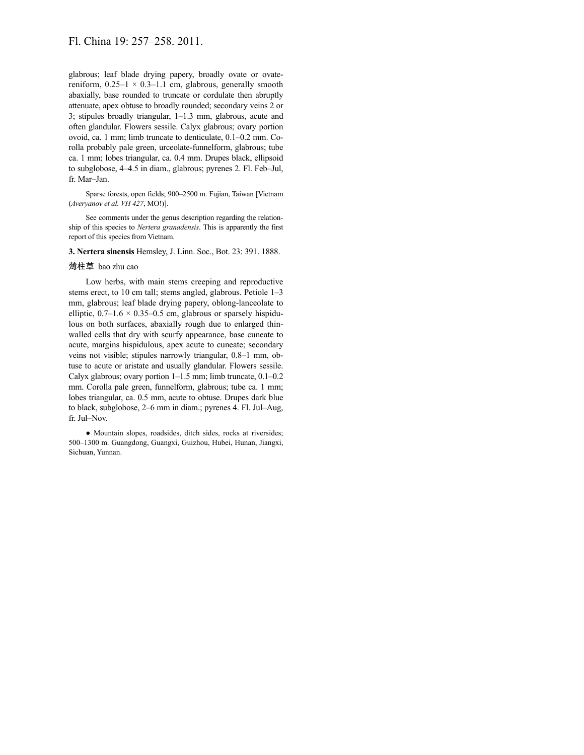glabrous; leaf blade drying papery, broadly ovate or ovate-reniform, 0.25–1 × 0.3–1.1 cm, glabrous, generally smooth abaxially, base rounded to truncate or cordulate then abruptly attenuate, apex obtuse to broadly rounded; secondary veins 2 or 3; stipules broadly triangular, 1–1.3 mm, glabrous, acute and often glandular. Flowers sessile. Calyx glabrous; ovary portion ovoid, ca. 1 mm; limb truncate to denticulate, 0.1–0.2 mm. Corolla probably pale green, urceolate-funnelform, glabrous; tube ca. 1 mm; lobes triangular, ca. 0.4 mm. Drupes black, ellipsoid to subglobose, 4–4.5 in diam., glabrous; pyrenes 2. Fl. Feb–Jul, fr. Mar–Jan.

Sparse forests, open fields; 900–2500 m. Fujian, Taiwan [Vietnam (*Averyanov et al. VH 427*, MO!)].

See comments under the genus description regarding the relationship of this species to *Nertera granadensis*. This is apparently the first report of this species from Vietnam.

**3. Nertera sinensis** Hemsley, J. Linn. Soc., Bot. 23: 391. 1888.

薄柱草 bao zhu cao

Low herbs, with main stems creeping and reproductive stems erect, to 10 cm tall; stems angled, glabrous. Petiole 1–3 mm, glabrous; leaf blade drying papery, oblong-lanceolate to elliptic, 0.7–1.6 × 0.35–0.5 cm, glabrous or sparsely hispidulous on both surfaces, abaxially rough due to enlarged thin-walled cells that dry with scurfy appearance, base cuneate to acute, margins hispidulous, apex acute to cuneate; secondary veins not visible; stipules narrowly triangular, 0.8–1 mm, obtuse to acute or aristate and usually glandular. Flowers sessile. Calyx glabrous; ovary portion 1–1.5 mm; limb truncate, 0.1–0.2 mm. Corolla pale green, funnelform, glabrous; tube ca. 1 mm; lobes triangular, ca. 0.5 mm, acute to obtuse. Drupes dark blue to black, subglobose, 2–6 mm in diam.; pyrenes 4. Fl. Jul–Aug, fr. Jul–Nov.

● Mountain slopes, roadsides, ditch sides, rocks at riversides; 500–1300 m. Guangdong, Guangxi, Guizhou, Hubei, Hunan, Jiangxi, Sichuan, Yunnan.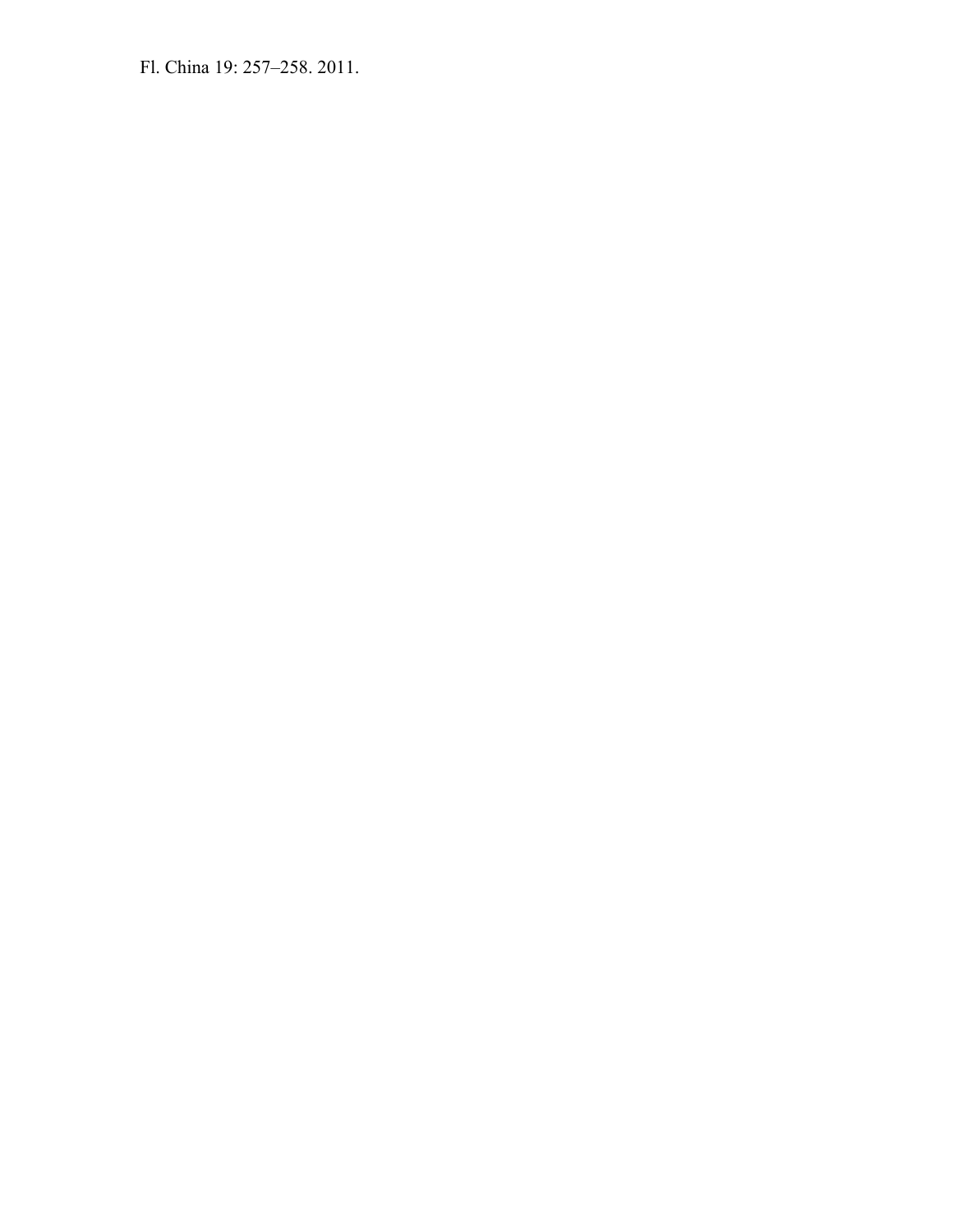Fl. China 19: 257–258. 2011.